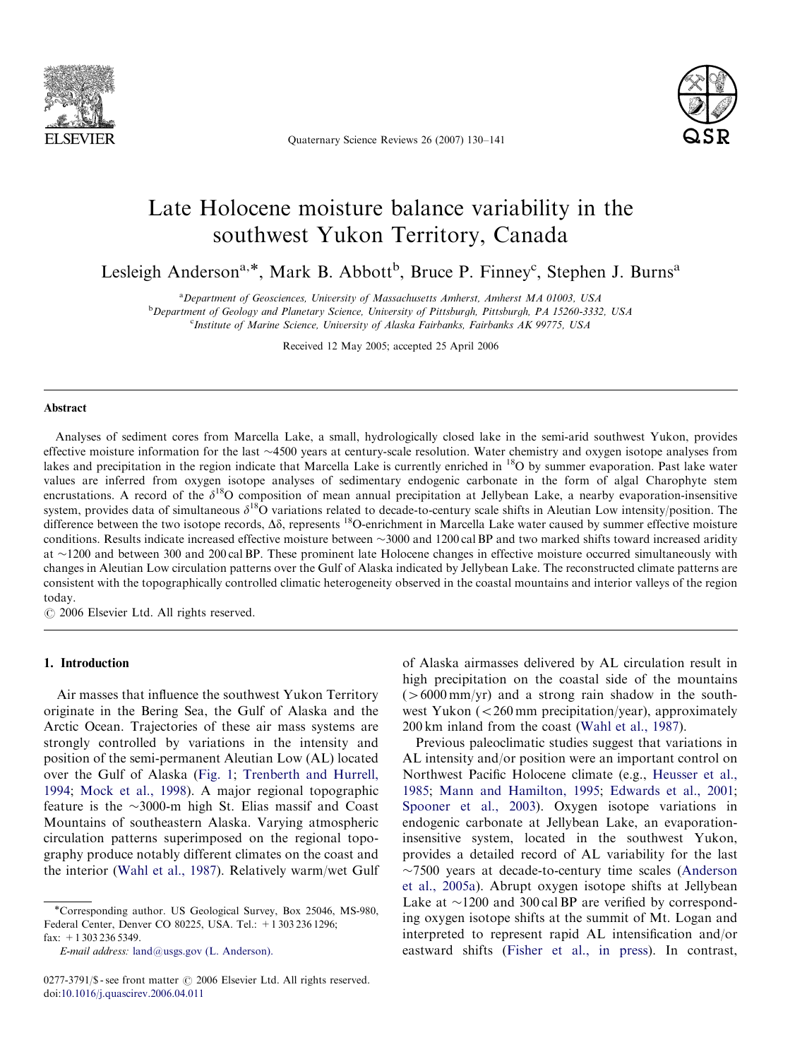# Late Holocene moisture balance variability in the southwest Yukon Territory, Canada

Lesleigh Anderson[a,*], Mark B. Abbott[b], Bruce P. Finney[c], Stephen J. Burns[a]

[a] Department of Geosciences, University of Massachusetts Amherst, Amherst MA 01003, USA
[b] Department of Geology and Planetary Science, University of Pittsburgh, Pittsburgh, PA 15260-3332, USA
[c] Institute of Marine Science, University of Alaska Fairbanks, Fairbanks AK 99775, USA

Received 12 May 2005; accepted 25 April 2006

## Abstract

Analyses of sediment cores from Marcella Lake, a small, hydrologically closed lake in the semi-arid southwest Yukon, provides effective moisture information for the last ~4500 years at century-scale resolution. Water chemistry and oxygen isotope analyses from lakes and precipitation in the region indicate that Marcella Lake is currently enriched in $^{18}O$ by summer evaporation. Past lake water values are inferred from oxygen isotope analyses of sedimentary endogenic carbonate in the form of algal Charophyte stem encrustations. A record of the $\delta^{18}O$ composition of mean annual precipitation at Jellybean Lake, a nearby evaporation-insensitive system, provides data of simultaneous $\delta^{18}O$ variations related to decade-to-century scale shifts in Aleutian Low intensity/position. The difference between the two isotope records, $\Delta\delta$, represents $^{18}O$-enrichment in Marcella Lake water caused by summer effective moisture conditions. Results indicate increased effective moisture between ~3000 and 1200 cal BP and two marked shifts toward increased aridity at ~1200 and between 300 and 200 cal BP. These prominent late Holocene changes in effective moisture occurred simultaneously with changes in Aleutian Low circulation patterns over the Gulf of Alaska indicated by Jellybean Lake. The reconstructed climate patterns are consistent with the topographically controlled climatic heterogeneity observed in the coastal mountains and interior valleys of the region today.

© 2006 Elsevier Ltd. All rights reserved.

## 1. Introduction

Air masses that influence the southwest Yukon Territory originate in the Bering Sea, the Gulf of Alaska and the Arctic Ocean. Trajectories of these air mass systems are strongly controlled by variations in the intensity and position of the semi-permanent Aleutian Low (AL) located over the Gulf of Alaska (Fig. 1; Trenberth and Hurrell, 1994; Mock et al., 1998). A major regional topographic feature is the ~3000-m high St. Elias massif and Coast Mountains of southeastern Alaska. Varying atmospheric circulation patterns superimposed on the regional topography produce notably different climates on the coast and the interior (Wahl et al., 1987). Relatively warm/wet Gulf of Alaska airmasses delivered by AL circulation result in high precipitation on the coastal side of the mountains (>6000 mm/yr) and a strong rain shadow in the southwest Yukon (<260 mm precipitation/year), approximately 200 km inland from the coast (Wahl et al., 1987).

Previous paleoclimatic studies suggest that variations in AL intensity and/or position were an important control on Northwest Pacific Holocene climate (e.g., Heusser et al., 1985; Mann and Hamilton, 1995; Edwards et al., 2001; Spooner et al., 2003). Oxygen isotope variations in endogenic carbonate at Jellybean Lake, an evaporation-insensitive system, located in the southwest Yukon, provides a detailed record of AL variability for the last ~7500 years at decade-to-century time scales (Anderson et al., 2005a). Abrupt oxygen isotope shifts at Jellybean Lake at ~1200 and 300 cal BP are verified by corresponding oxygen isotope shifts at the summit of Mt. Logan and interpreted to represent rapid AL intensification and/or eastward shifts (Fisher et al., in press). In contrast,

*Corresponding author. US Geological Survey, Box 25046, MS-980, Federal Center, Denver CO 80225, USA. Tel.: +1 303 236 1296; fax: +1 303 236 5349.
E-mail address: land@usgs.gov (L. Anderson).

0277-3791/$ - see front matter © 2006 Elsevier Ltd. All rights reserved.
doi:10.1016/j.quascirev.2006.04.011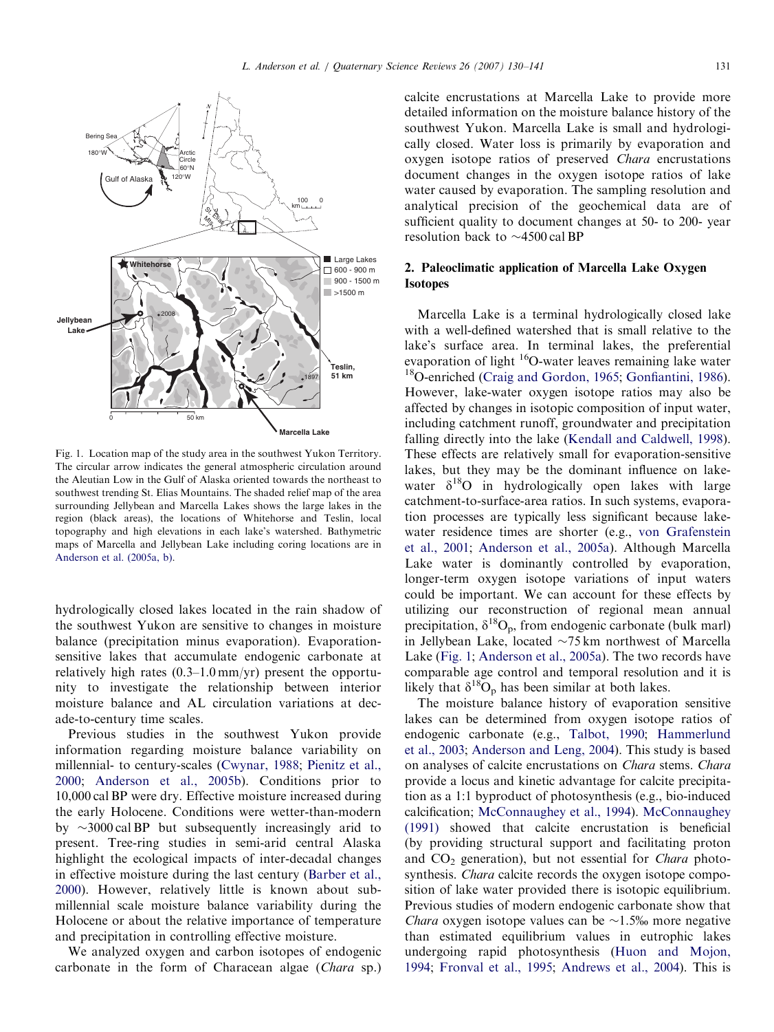Fig. 1. Location map of the study area in the southwest Yukon Territory. The circular arrow indicates the general atmospheric circulation around the Aleutian Low in the Gulf of Alaska oriented towards the northeast to southwest trending St. Elias Mountains. The shaded relief map of the area surrounding Jellybean and Marcella Lakes shows the large lakes in the region (black areas), the locations of Whitehorse and Teslin, local topography and high elevations in each lake's watershed. Bathymetric maps of Marcella and Jellybean Lake including coring locations are in Anderson et al. (2005a, b).

hydrologically closed lakes located in the rain shadow of the southwest Yukon are sensitive to changes in moisture balance (precipitation minus evaporation). Evaporation-sensitive lakes that accumulate endogenic carbonate at relatively high rates (0.3–1.0 mm/yr) present the opportunity to investigate the relationship between interior moisture balance and AL circulation variations at decade-to-century time scales.

Previous studies in the southwest Yukon provide information regarding moisture balance variability on millennial- to century-scales (Cwynar, 1988; Pienitz et al., 2000; Anderson et al., 2005b). Conditions prior to 10,000 cal BP were dry. Effective moisture increased during the early Holocene. Conditions were wetter-than-modern by ~3000 cal BP but subsequently increasingly arid to present. Tree-ring studies in semi-arid central Alaska highlight the ecological impacts of inter-decadal changes in effective moisture during the last century (Barber et al., 2000). However, relatively little is known about sub-millennial scale moisture balance variability during the Holocene or about the relative importance of temperature and precipitation in controlling effective moisture.

We analyzed oxygen and carbon isotopes of endogenic carbonate in the form of Characean algae (*Chara* sp.) calcite encrustations at Marcella Lake to provide more detailed information on the moisture balance history of the southwest Yukon. Marcella Lake is small and hydrologically closed. Water loss is primarily by evaporation and oxygen isotope ratios of preserved *Chara* encrustations document changes in the oxygen isotope ratios of lake water caused by evaporation. The sampling resolution and analytical precision of the geochemical data are of sufficient quality to document changes at 50- to 200- year resolution back to ~4500 cal BP

## 2. Paleoclimatic application of Marcella Lake Oxygen Isotopes

Marcella Lake is a terminal hydrologically closed lake with a well-defined watershed that is small relative to the lake's surface area. In terminal lakes, the preferential evaporation of light $^{16}$O-water leaves remaining lake water $^{18}$O-enriched (Craig and Gordon, 1965; Gonfiantini, 1986). However, lake-water oxygen isotope ratios may also be affected by changes in isotopic composition of input water, including catchment runoff, groundwater and precipitation falling directly into the lake (Kendall and Caldwell, 1998). These effects are relatively small for evaporation-sensitive lakes, but they may be the dominant influence on lake-water $\delta^{18}$O in hydrologically open lakes with large catchment-to-surface-area ratios. In such systems, evaporation processes are typically less significant because lake-water residence times are shorter (e.g., von Grafenstein et al., 2001; Anderson et al., 2005a). Although Marcella Lake water is dominantly controlled by evaporation, longer-term oxygen isotope variations of input waters could be important. We can account for these effects by utilizing our reconstruction of regional mean annual precipitation, $\delta^{18}O_p$, from endogenic carbonate (bulk marl) in Jellybean Lake, located ~75 km northwest of Marcella Lake (Fig. 1; Anderson et al., 2005a). The two records have comparable age control and temporal resolution and it is likely that $\delta^{18}O_p$ has been similar at both lakes.

The moisture balance history of evaporation sensitive lakes can be determined from oxygen isotope ratios of endogenic carbonate (e.g., Talbot, 1990; Hammerlund et al., 2003; Anderson and Leng, 2004). This study is based on analyses of calcite encrustations on *Chara* stems. *Chara* provide a locus and kinetic advantage for calcite precipitation as a 1:1 byproduct of photosynthesis (e.g., bio-induced calcification; McConnaughey et al., 1994). McConnaughey (1991) showed that calcite encrustation is beneficial (by providing structural support and facilitating proton and $CO_2$ generation), but not essential for *Chara* photosynthesis. *Chara* calcite records the oxygen isotope composition of lake water provided there is isotopic equilibrium. Previous studies of modern endogenic carbonate show that *Chara* oxygen isotope values can be ~1.5‰ more negative than estimated equilibrium values in eutrophic lakes undergoing rapid photosynthesis (Huon and Mojon, 1994; Fronval et al., 1995; Andrews et al., 2004). This is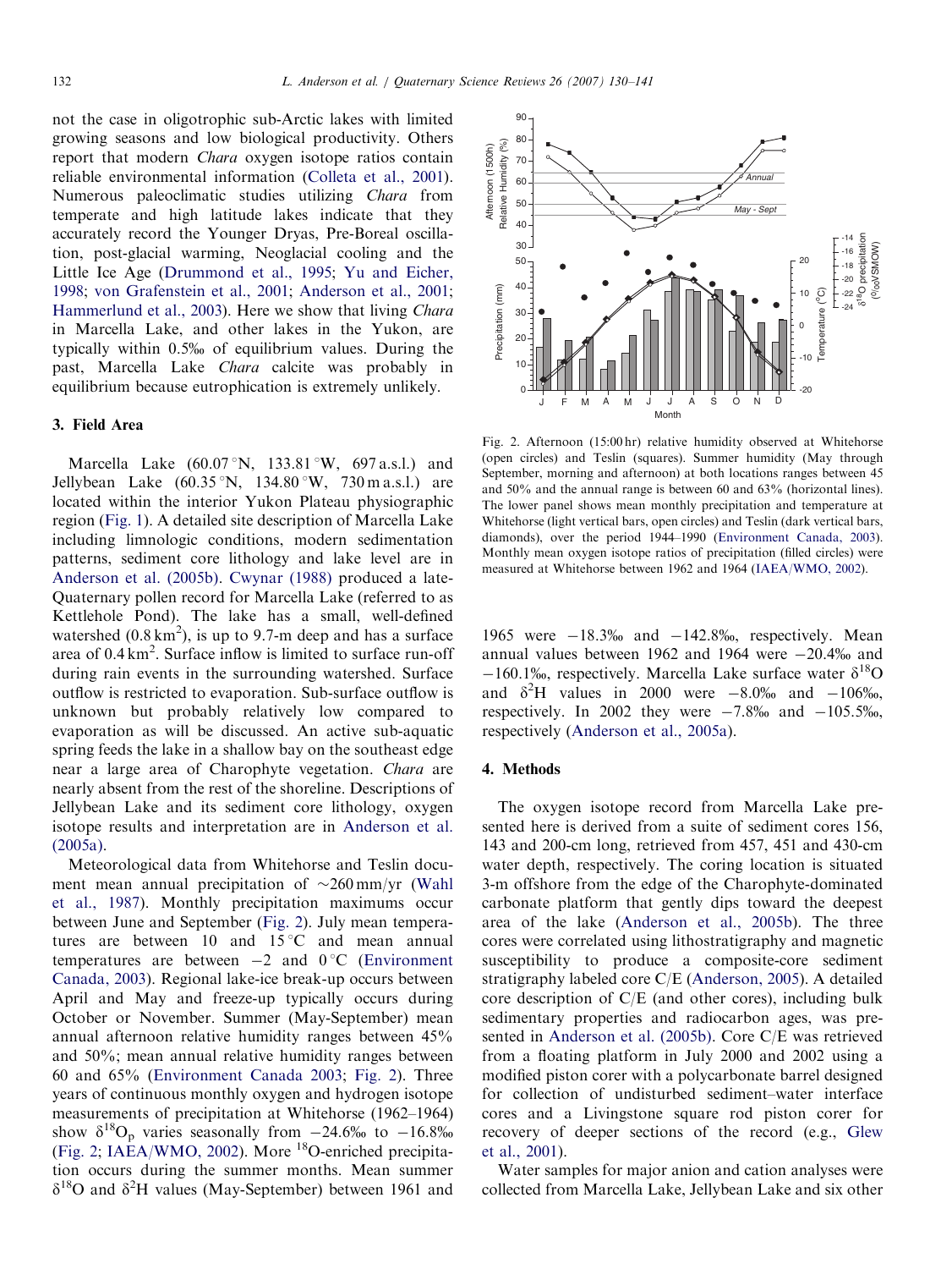not the case in oligotrophic sub-Arctic lakes with limited growing seasons and low biological productivity. Others report that modern *Chara* oxygen isotope ratios contain reliable environmental information (Colleta et al., 2001). Numerous paleoclimatic studies utilizing *Chara* from temperate and high latitude lakes indicate that they accurately record the Younger Dryas, Pre-Boreal oscillation, post-glacial warming, Neoglacial cooling and the Little Ice Age (Drummond et al., 1995; Yu and Eicher, 1998; von Grafenstein et al., 2001; Anderson et al., 2001; Hammerlund et al., 2003). Here we show that living *Chara* in Marcella Lake, and other lakes in the Yukon, are typically within 0.5‰ of equilibrium values. During the past, Marcella Lake *Chara* calcite was probably in equilibrium because eutrophication is extremely unlikely.

## 3. Field Area

Marcella Lake (60.07 °N, 133.81 °W, 697 a.s.l.) and Jellybean Lake (60.35 °N, 134.80 °W, 730 m a.s.l.) are located within the interior Yukon Plateau physiographic region (Fig. 1). A detailed site description of Marcella Lake including limnologic conditions, modern sedimentation patterns, sediment core lithology and lake level are in Anderson et al. (2005b). Cwynar (1988) produced a late-Quaternary pollen record for Marcella Lake (referred to as Kettlehole Pond). The lake has a small, well-defined watershed (0.8 km$^2$), is up to 9.7-m deep and has a surface area of 0.4 km$^2$. Surface inflow is limited to surface run-off during rain events in the surrounding watershed. Surface outflow is restricted to evaporation. Sub-surface outflow is unknown but probably relatively low compared to evaporation as will be discussed. An active sub-aquatic spring feeds the lake in a shallow bay on the southeast edge near a large area of Charophyte vegetation. *Chara* are nearly absent from the rest of the shoreline. Descriptions of Jellybean Lake and its sediment core lithology, oxygen isotope results and interpretation are in Anderson et al. (2005a).

Meteorological data from Whitehorse and Teslin document mean annual precipitation of ~260 mm/yr (Wahl et al., 1987). Monthly precipitation maximums occur between June and September (Fig. 2). July mean temperatures are between 10 and 15 °C and mean annual temperatures are between −2 and 0 °C (Environment Canada, 2003). Regional lake-ice break-up occurs between April and May and freeze-up typically occurs during October or November. Summer (May-September) mean annual afternoon relative humidity ranges between 45% and 50%; mean annual relative humidity ranges between 60 and 65% (Environment Canada 2003; Fig. 2). Three years of continuous monthly oxygen and hydrogen isotope measurements of precipitation at Whitehorse (1962–1964) show $\delta^{18}O_p$ varies seasonally from −24.6‰ to −16.8‰ (Fig. 2; IAEA/WMO, 2002). More $^{18}O$-enriched precipitation occurs during the summer months. Mean summer $\delta^{18}O$ and $\delta^2H$ values (May-September) between 1961 and 1965 were −18.3‰ and −142.8‰, respectively. Mean annual values between 1962 and 1964 were −20.4‰ and −160.1‰, respectively. Marcella Lake surface water $\delta^{18}O$ and $\delta^2H$ values in 2000 were −8.0‰ and −106‰, respectively. In 2002 they were −7.8‰ and −105.5‰, respectively (Anderson et al., 2005a).

Fig. 2. Afternoon (15:00 hr) relative humidity observed at Whitehorse (open circles) and Teslin (squares). Summer humidity (May through September, morning and afternoon) at both locations ranges between 45 and 50% and the annual range is between 60 and 63% (horizontal lines). The lower panel shows mean monthly precipitation and temperature at Whitehorse (light vertical bars, open circles) and Teslin (dark vertical bars, diamonds), over the period 1944–1990 (Environment Canada, 2003). Monthly mean oxygen isotope ratios of precipitation (filled circles) were measured at Whitehorse between 1962 and 1964 (IAEA/WMO, 2002).

## 4. Methods

The oxygen isotope record from Marcella Lake presented here is derived from a suite of sediment cores 156, 143 and 200-cm long, retrieved from 457, 451 and 430-cm water depth, respectively. The coring location is situated 3-m offshore from the edge of the Charophyte-dominated carbonate platform that gently dips toward the deepest area of the lake (Anderson et al., 2005b). The three cores were correlated using lithostratigraphy and magnetic susceptibility to produce a composite-core sediment stratigraphy labeled core C/E (Anderson, 2005). A detailed core description of C/E (and other cores), including bulk sedimentary properties and radiocarbon ages, was presented in Anderson et al. (2005b). Core C/E was retrieved from a floating platform in July 2000 and 2002 using a modified piston corer with a polycarbonate barrel designed for collection of undisturbed sediment–water interface cores and a Livingstone square rod piston corer for recovery of deeper sections of the record (e.g., Glew et al., 2001).

Water samples for major anion and cation analyses were collected from Marcella Lake, Jellybean Lake and six other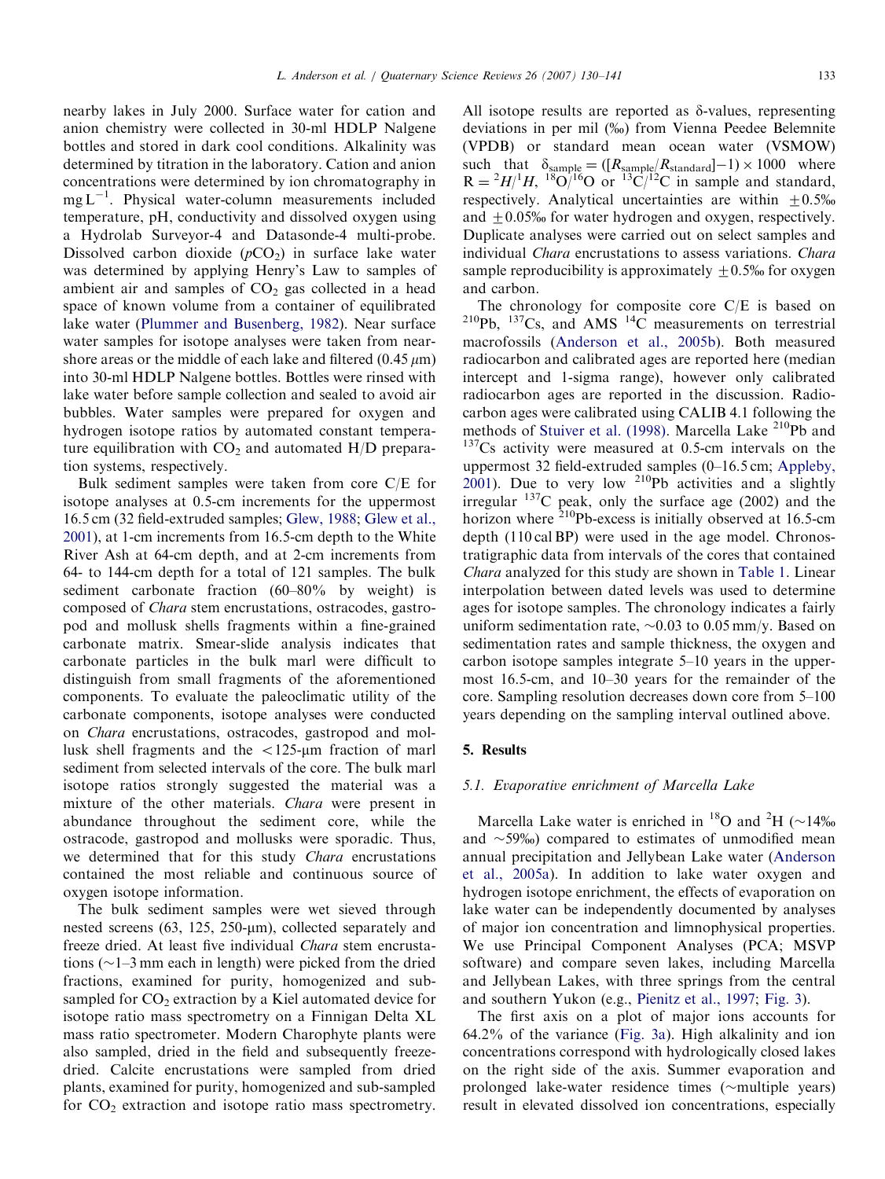nearby lakes in July 2000. Surface water for cation and anion chemistry were collected in 30-ml HDLP Nalgene bottles and stored in dark cool conditions. Alkalinity was determined by titration in the laboratory. Cation and anion concentrations were determined by ion chromatography in $mg\,L^{-1}$. Physical water-column measurements included temperature, pH, conductivity and dissolved oxygen using a Hydrolab Surveyor-4 and Datasonde-4 multi-probe. Dissolved carbon dioxide ($pCO_2$) in surface lake water was determined by applying Henry's Law to samples of ambient air and samples of $CO_2$ gas collected in a head space of known volume from a container of equilibrated lake water (Plummer and Busenberg, 1982). Near surface water samples for isotope analyses were taken from near-shore areas or the middle of each lake and filtered (0.45 $\mu$m) into 30-ml HDLP Nalgene bottles. Bottles were rinsed with lake water before sample collection and sealed to avoid air bubbles. Water samples were prepared for oxygen and hydrogen isotope ratios by automated constant temperature equilibration with $CO_2$ and automated H/D preparation systems, respectively.

Bulk sediment samples were taken from core C/E for isotope analyses at 0.5-cm increments for the uppermost 16.5 cm (32 field-extruded samples; Glew, 1988; Glew et al., 2001), at 1-cm increments from 16.5-cm depth to the White River Ash at 64-cm depth, and at 2-cm increments from 64- to 144-cm depth for a total of 121 samples. The bulk sediment carbonate fraction (60–80% by weight) is composed of *Chara* stem encrustations, ostracodes, gastropod and mollusk shells fragments within a fine-grained carbonate matrix. Smear-slide analysis indicates that carbonate particles in the bulk marl were difficult to distinguish from small fragments of the aforementioned components. To evaluate the paleoclimatic utility of the carbonate components, isotope analyses were conducted on *Chara* encrustations, ostracodes, gastropod and mollusk shell fragments and the <125-μm fraction of marl sediment from selected intervals of the core. The bulk marl isotope ratios strongly suggested the material was a mixture of the other materials. *Chara* were present in abundance throughout the sediment core, while the ostracode, gastropod and mollusks were sporadic. Thus, we determined that for this study *Chara* encrustations contained the most reliable and continuous source of oxygen isotope information.

The bulk sediment samples were wet sieved through nested screens (63, 125, 250-μm), collected separately and freeze dried. At least five individual *Chara* stem encrustations (~1–3 mm each in length) were picked from the dried fractions, examined for purity, homogenized and sub-sampled for $CO_2$ extraction by a Kiel automated device for isotope ratio mass spectrometry on a Finnigan Delta XL mass ratio spectrometer. Modern Charophyte plants were also sampled, dried in the field and subsequently freeze-dried. Calcite encrustations were sampled from dried plants, examined for purity, homogenized and sub-sampled for $CO_2$ extraction and isotope ratio mass spectrometry. All isotope results are reported as δ-values, representing deviations in per mil (‰) from Vienna Peedee Belemnite (VPDB) or standard mean ocean water (VSMOW) such that $\delta_{sample} = ([R_{sample}/R_{standard}]-1) \times 1000$ where $R = {}^{2}H/{}^{1}H$, ${}^{18}O/{}^{16}O$ or ${}^{13}C/{}^{12}C$ in sample and standard, respectively. Analytical uncertainties are within $\pm 0.5$‰ and $\pm 0.05$‰ for water hydrogen and oxygen, respectively. Duplicate analyses were carried out on select samples and individual *Chara* encrustations to assess variations. *Chara* sample reproducibility is approximately $\pm 0.5$‰ for oxygen and carbon.

The chronology for composite core C/E is based on ${}^{210}Pb$, ${}^{137}Cs$, and AMS ${}^{14}C$ measurements on terrestrial macrofossils (Anderson et al., 2005b). Both measured radiocarbon and calibrated ages are reported here (median intercept and 1-sigma range), however only calibrated radiocarbon ages are reported in the discussion. Radiocarbon ages were calibrated using CALIB 4.1 following the methods of Stuiver et al. (1998). Marcella Lake ${}^{210}Pb$ and ${}^{137}Cs$ activity were measured at 0.5-cm intervals on the uppermost 32 field-extruded samples (0–16.5 cm; Appleby, 2001). Due to very low ${}^{210}Pb$ activities and a slightly irregular ${}^{137}C$ peak, only the surface age (2002) and the horizon where ${}^{210}Pb$-excess is initially observed at 16.5-cm depth (110 cal BP) were used in the age model. Chronostratigraphic data from intervals of the cores that contained *Chara* analyzed for this study are shown in Table 1. Linear interpolation between dated levels was used to determine ages for isotope samples. The chronology indicates a fairly uniform sedimentation rate, ~0.03 to 0.05 mm/y. Based on sedimentation rates and sample thickness, the oxygen and carbon isotope samples integrate 5–10 years in the uppermost 16.5-cm, and 10–30 years for the remainder of the core. Sampling resolution decreases down core from 5–100 years depending on the sampling interval outlined above.

## 5. Results

### 5.1. Evaporative enrichment of Marcella Lake

Marcella Lake water is enriched in ${}^{18}O$ and ${}^{2}H$ (~14‰ and ~59‰) compared to estimates of unmodified mean annual precipitation and Jellybean Lake water (Anderson et al., 2005a). In addition to lake water oxygen and hydrogen isotope enrichment, the effects of evaporation on lake water can be independently documented by analyses of major ion concentration and limnophysical properties. We use Principal Component Analyses (PCA; MSVP software) and compare seven lakes, including Marcella and Jellybean Lakes, with three springs from the central and southern Yukon (e.g., Pienitz et al., 1997; Fig. 3).

The first axis on a plot of major ions accounts for 64.2% of the variance (Fig. 3a). High alkalinity and ion concentrations correspond with hydrologically closed lakes on the right side of the axis. Summer evaporation and prolonged lake-water residence times (~multiple years) result in elevated dissolved ion concentrations, especially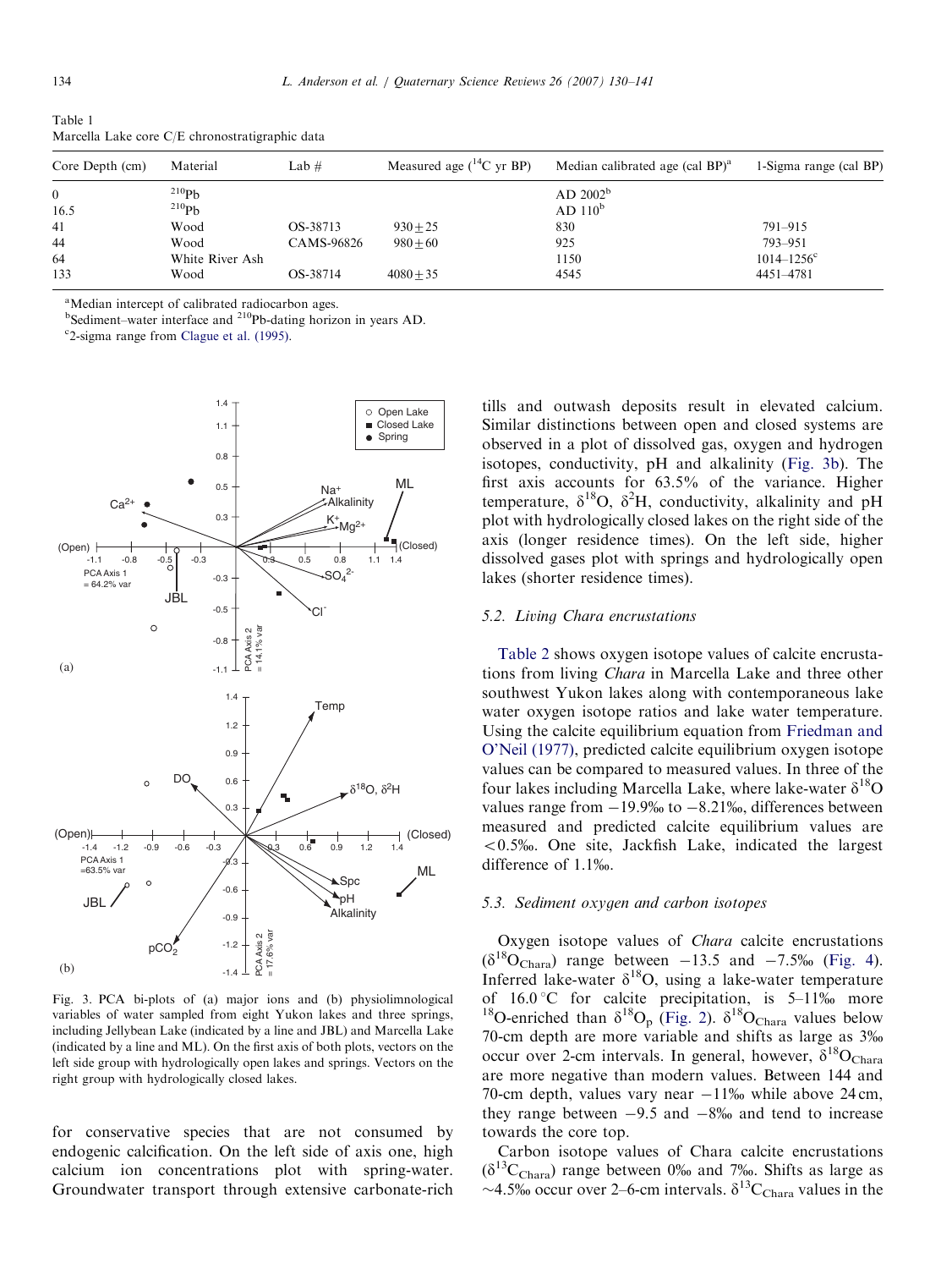Table 1
Marcella Lake core C/E chronostratigraphic data

| Core Depth (cm) | Material | Lab # | Measured age ($^{14}$C yr BP) | Median calibrated age (cal BP)[a] | 1-Sigma range (cal BP) |
|---|---|---|---|---|---|
| 0 | $^{210}$Pb | | | AD 2002[b] | |
| 16.5 | $^{210}$Pb | | | AD 110[b] | |
| 41 | Wood | OS-38713 | $930 \pm 25$ | 830 | 791–915 |
| 44 | Wood | CAMS-96826 | $980 \pm 60$ | 925 | 793–951 |
| 64 | White River Ash | | | 1150 | 1014–1256[c] |
| 133 | Wood | OS-38714 | $4080 \pm 35$ | 4545 | 4451–4781 |

[a] Median intercept of calibrated radiocarbon ages.
[b] Sediment–water interface and $^{210}$Pb-dating horizon in years AD.
[c] 2-sigma range from Clague et al. (1995).

Fig. 3. PCA bi-plots of (a) major ions and (b) physiolimnological variables of water sampled from eight Yukon lakes and three springs, including Jellybean Lake (indicated by a line and JBL) and Marcella Lake (indicated by a line and ML). On the first axis of both plots, vectors on the left side group with hydrologically open lakes and springs. Vectors on the right group with hydrologically closed lakes.

for conservative species that are not consumed by endogenic calcification. On the left side of axis one, high calcium ion concentrations plot with spring-water. Groundwater transport through extensive carbonate-rich tills and outwash deposits result in elevated calcium. Similar distinctions between open and closed systems are observed in a plot of dissolved gas, oxygen and hydrogen isotopes, conductivity, pH and alkalinity (Fig. 3b). The first axis accounts for 63.5% of the variance. Higher temperature, $\delta^{18}$O, $\delta^{2}$H, conductivity, alkalinity and pH plot with hydrologically closed lakes on the right side of the axis (longer residence times). On the left side, higher dissolved gases plot with springs and hydrologically open lakes (shorter residence times).

### 5.2. Living *Chara* encrustations

Table 2 shows oxygen isotope values of calcite encrustations from living *Chara* in Marcella Lake and three other southwest Yukon lakes along with contemporaneous lake water oxygen isotope ratios and lake water temperature. Using the calcite equilibrium equation from Friedman and O'Neil (1977), predicted calcite equilibrium oxygen isotope values can be compared to measured values. In three of the four lakes including Marcella Lake, where lake-water $\delta^{18}$O values range from −19.9‰ to −8.21‰, differences between measured and predicted calcite equilibrium values are <0.5‰. One site, Jackfish Lake, indicated the largest difference of 1.1‰.

### 5.3. Sediment oxygen and carbon isotopes

Oxygen isotope values of *Chara* calcite encrustations ($\delta^{18}O_{Chara}$) range between −13.5 and −7.5‰ (Fig. 4). Inferred lake-water $\delta^{18}$O, using a lake-water temperature of 16.0 °C for calcite precipitation, is 5–11‰ more $^{18}$O-enriched than $\delta^{18}O_p$ (Fig. 2). $\delta^{18}O_{Chara}$ values below 70-cm depth are more variable and shifts as large as 3‰ occur over 2-cm intervals. In general, however, $\delta^{18}O_{Chara}$ are more negative than modern values. Between 144 and 70-cm depth, values vary near −11‰ while above 24 cm, they range between −9.5 and −8‰ and tend to increase towards the core top.

Carbon isotope values of Chara calcite encrustations ($\delta^{13}C_{Chara}$) range between 0‰ and 7‰. Shifts as large as ~4.5‰ occur over 2–6-cm intervals. $\delta^{13}C_{Chara}$ values in the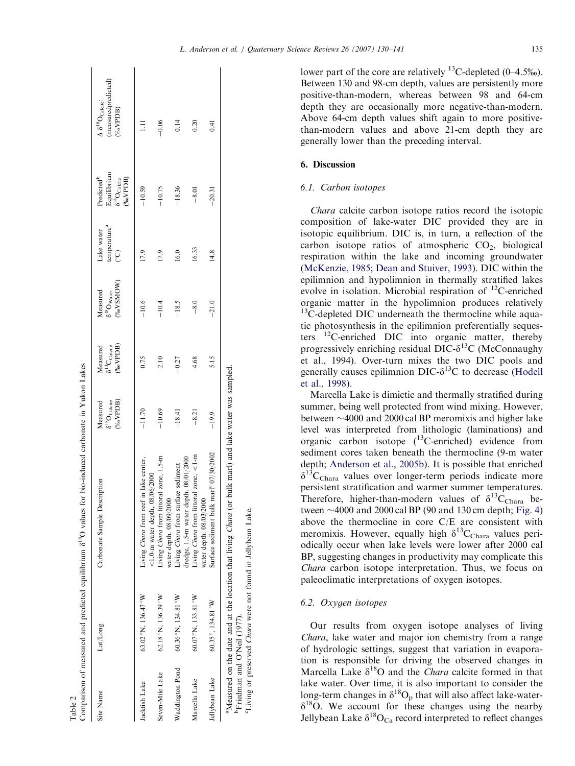Table 2

Comparison of measured and predicted equilibrium $\delta^{18}O$ values for bio-induced carbonate in Yukon Lakes

| Site Name | Lat/Long | Carbonate Sample Description | Measured $\delta^{18}O_{Calcite}$ (‰VPDB) | Measured $\delta^{13}C_{Calcite}$ (‰VPDB) | Measured $\delta^{18}O_{Water}$ (‰VSMOW) | Lake water temperature[a] (°C) | Predicted[b] Equilibrium $\delta^{18}O_{Calcite}$ (‰VPDB) | $\Delta$ $\delta^{18}O_{Calcite}$ (measuredpredicted) (‰VPDB) |
|---|---|---|---|---|---|---|---|---|
| Jackfish Lake | 63.02 °N, 136.47 °W | Living *Chara* from reef in lake center, <1.0-m water depth, 08/06/2000 | −11.70 | 0.75 | −10.6 | 17.9 | −10.59 | 1.11 |
| Seven-Mile Lake | 62.18 °N, 136.39 °W | Living *Chara* from littoral zone, 1.5-m water depth, 08/09/2000 | −10.69 | 2.10 | −10.4 | 17.9 | −10.75 | −0.06 |
| Waddington Pond | 60.36 °N, 134.81 °W | Living *Chara* from surface sediment dredge, 1.5-m water depth, 08/01/2000 | −18.41 | −0.27 | −18.5 | 16.0 | −18.36 | 0.14 |
| Marcella Lake | 60.07 °N, 133.81 °W | Living *Chara* from littoral zone, <1-m water depth, 08/03/2000 | −8.21 | 4.68 | −8.0 | 16.33 | −8.01 | 0.20 |
| Jellybean Lake | 60.35 °, 134.81 °W | Surface sediment bulk marl[c] 07/30/2002 | −19.9 | 5.15 | −21.0 | 14.8 | −20.31 | 0.41 |

[a]Measured on the date and at the location that living *Chara* (or bulk marl) and lake water was sampled.
[b]Friedman and O'Neil (1977).
[c]Living or preserved *Chara* were not found in Jellybean Lake.

lower part of the core are relatively $^{13}C$-depleted (0–4.5‰). Between 130 and 98-cm depth, values are persistently more positive-than-modern, whereas between 98 and 64-cm depth they are occasionally more negative-than-modern. Above 64-cm depth values shift again to more positive-than-modern values and above 21-cm depth they are generally lower than the preceding interval.

## 6. Discussion

### 6.1. Carbon isotopes

*Chara* calcite carbon isotope ratios record the isotopic composition of lake-water DIC provided they are in isotopic equilibrium. DIC is, in turn, a reflection of the carbon isotope ratios of atmospheric $CO_2$, biological respiration within the lake and incoming groundwater (McKenzie, 1985; Dean and Stuiver, 1993). DIC within the epilimnion and hypolimnion in thermally stratified lakes evolve in isolation. Microbial respiration of $^{12}C$-enriched organic matter in the hypolimnion produces relatively $^{13}C$-depleted DIC underneath the thermocline while aquatic photosynthesis in the epilimnion preferentially sequesters $^{12}C$-enriched DIC into organic matter, thereby progressively enriching residual DIC-$\delta^{13}C$ (McConnaughy et al., 1994). Over-turn mixes the two DIC pools and generally causes epilimnion DIC-$\delta^{13}C$ to decrease (Hodell et al., 1998).

Marcella Lake is dimictic and thermally stratified during summer, being well protected from wind mixing. However, between ~4000 and 2000 cal BP meromixis and higher lake level was interpreted from lithologic (laminations) and organic carbon isotope ($^{13}C$-enriched) evidence from sediment cores taken beneath the thermocline (9-m water depth; Anderson et al., 2005b). It is possible that enriched $\delta^{13}C_{Chara}$ values over longer-term periods indicate more persistent stratification and warmer summer temperatures. Therefore, higher-than-modern values of $\delta^{13}C_{Chara}$ between ~4000 and 2000 cal BP (90 and 130 cm depth; Fig. 4) above the thermocline in core C/E are consistent with meromixis. However, equally high $\delta^{13}C_{Chara}$ values periodically occur when lake levels were lower after 2000 cal BP, suggesting changes in productivity may complicate this *Chara* carbon isotope interpretation. Thus, we focus on paleoclimatic interpretations of oxygen isotopes.

### 6.2. Oxygen isotopes

Our results from oxygen isotope analyses of living *Chara*, lake water and major ion chemistry from a range of hydrologic settings, suggest that variation in evaporation is responsible for driving the observed changes in Marcella Lake $\delta^{18}O$ and the *Chara* calcite formed in that lake water. Over time, it is also important to consider the long-term changes in $\delta^{18}O_p$ that will also affect lake-water-$\delta^{18}O$. We account for these changes using the nearby Jellybean Lake $\delta^{18}O_{Ca}$ record interpreted to reflect changes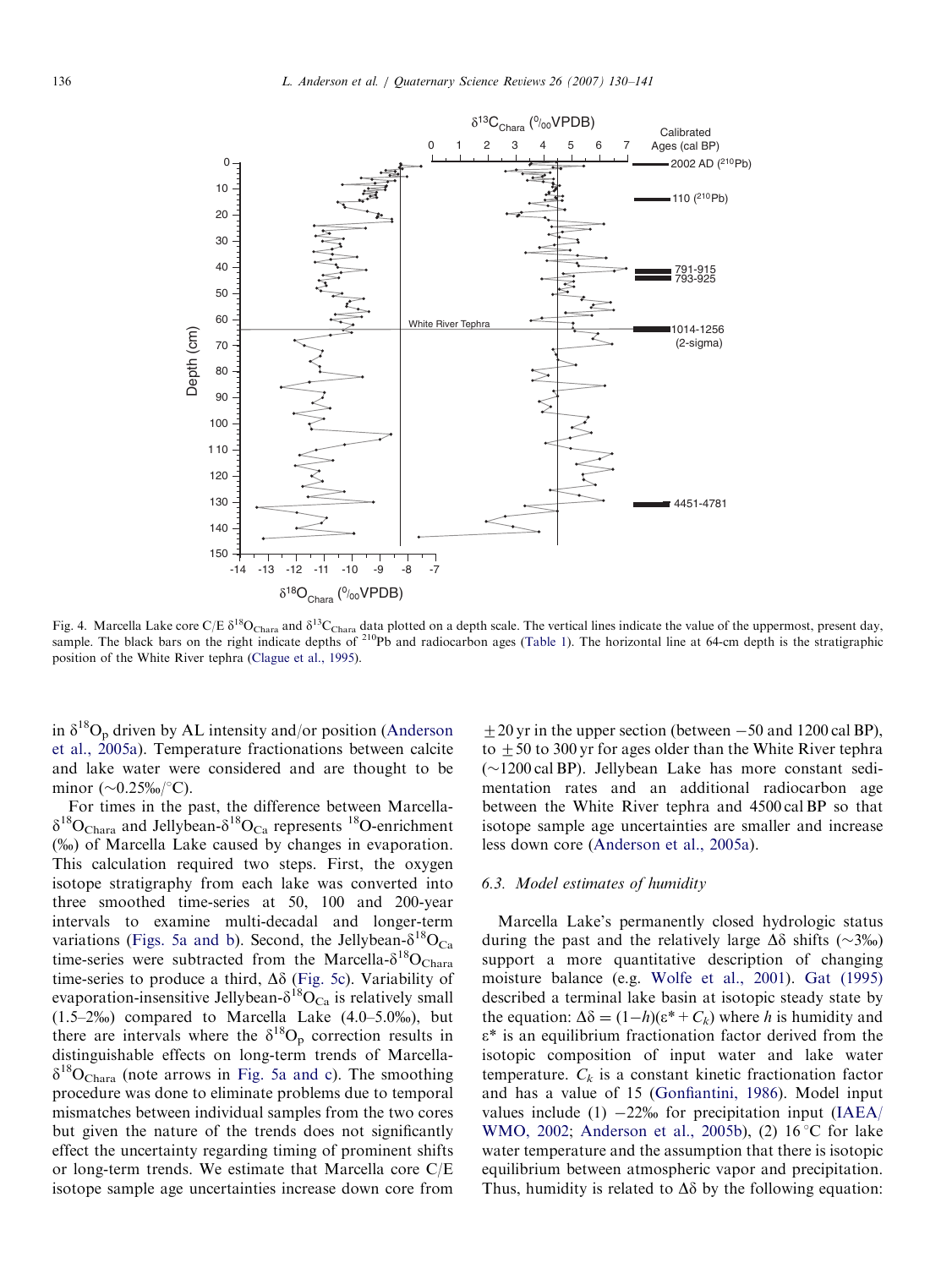Fig. 4. Marcella Lake core C/E $\delta^{18}O_{Chara}$ and $\delta^{13}C_{Chara}$ data plotted on a depth scale. The vertical lines indicate the value of the uppermost, present day, sample. The black bars on the right indicate depths of $^{210}$Pb and radiocarbon ages (Table 1). The horizontal line at 64-cm depth is the stratigraphic position of the White River tephra (Clague et al., 1995).

in $\delta^{18}O_p$ driven by AL intensity and/or position (Anderson et al., 2005a). Temperature fractionations between calcite and lake water were considered and are thought to be minor (~0.25‰/°C).

For times in the past, the difference between Marcella-$\delta^{18}O_{Chara}$ and Jellybean-$\delta^{18}O_{Ca}$ represents $^{18}$O-enrichment (‰) of Marcella Lake caused by changes in evaporation. This calculation required two steps. First, the oxygen isotope stratigraphy from each lake was converted into three smoothed time-series at 50, 100 and 200-year intervals to examine multi-decadal and longer-term variations (Figs. 5a and b). Second, the Jellybean-$\delta^{18}O_{Ca}$ time-series were subtracted from the Marcella-$\delta^{18}O_{Chara}$ time-series to produce a third, $\Delta\delta$ (Fig. 5c). Variability of evaporation-insensitive Jellybean-$\delta^{18}O_{Ca}$ is relatively small (1.5–2‰) compared to Marcella Lake (4.0–5.0‰), but there are intervals where the $\delta^{18}O_p$ correction results in distinguishable effects on long-term trends of Marcella-$\delta^{18}O_{Chara}$ (note arrows in Fig. 5a and c). The smoothing procedure was done to eliminate problems due to temporal mismatches between individual samples from the two cores but given the nature of the trends does not significantly effect the uncertainty regarding timing of prominent shifts or long-term trends. We estimate that Marcella core C/E isotope sample age uncertainties increase down core from ±20 yr in the upper section (between −50 and 1200 cal BP), to ±50 to 300 yr for ages older than the White River tephra (~1200 cal BP). Jellybean Lake has more constant sedimentation rates and an additional radiocarbon age between the White River tephra and 4500 cal BP so that isotope sample age uncertainties are smaller and increase less down core (Anderson et al., 2005a).

### 6.3. Model estimates of humidity

Marcella Lake's permanently closed hydrologic status during the past and the relatively large $\Delta\delta$ shifts (~3‰) support a more quantitative description of changing moisture balance (e.g. Wolfe et al., 2001). Gat (1995) described a terminal lake basin at isotopic steady state by the equation: $\Delta\delta = (1-h)(\varepsilon^* + C_k)$ where $h$ is humidity and $\varepsilon^*$ is an equilibrium fractionation factor derived from the isotopic composition of input water and lake water temperature. $C_k$ is a constant kinetic fractionation factor and has a value of 15 (Gonfiantini, 1986). Model input values include (1) −22‰ for precipitation input (IAEA/WMO, 2002; Anderson et al., 2005b), (2) 16 °C for lake water temperature and the assumption that there is isotopic equilibrium between atmospheric vapor and precipitation. Thus, humidity is related to $\Delta\delta$ by the following equation: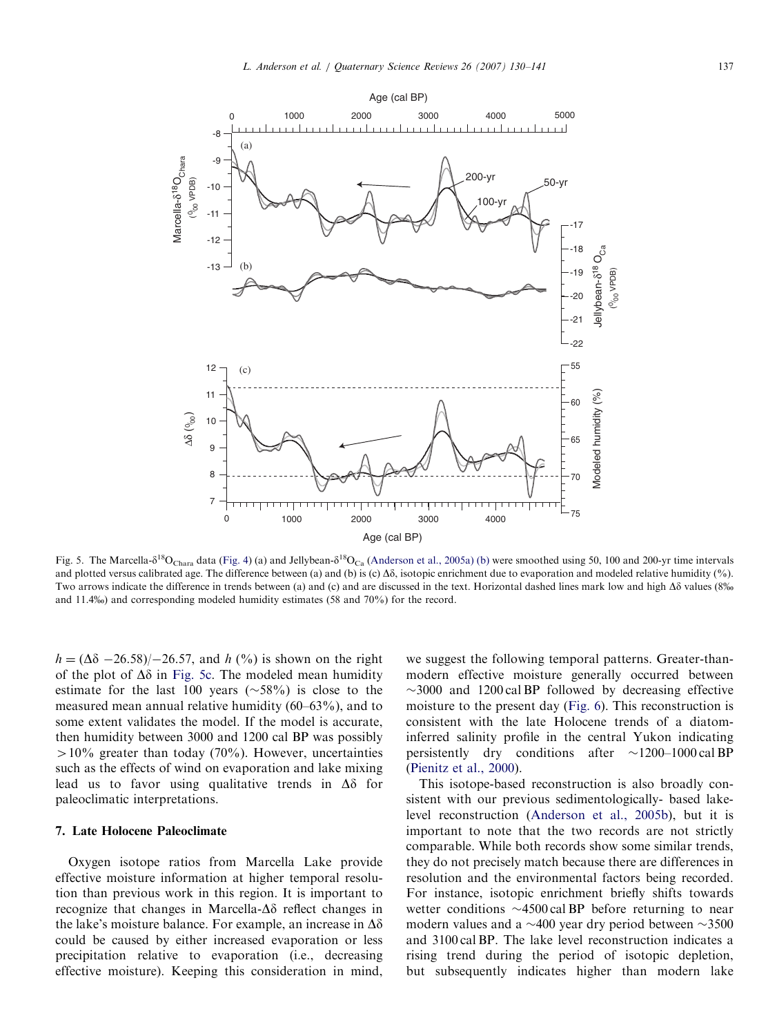Fig. 5. The Marcella-$\delta^{18}O_{Chara}$ data (Fig. 4) (a) and Jellybean-$\delta^{18}O_{Ca}$ (Anderson et al., 2005a) (b) were smoothed using 50, 100 and 200-yr time intervals and plotted versus calibrated age. The difference between (a) and (b) is (c) $\Delta\delta$, isotopic enrichment due to evaporation and modeled relative humidity (%). Two arrows indicate the difference in trends between (a) and (c) and are discussed in the text. Horizontal dashed lines mark low and high $\Delta\delta$ values (8‰ and 11.4‰) and corresponding modeled humidity estimates (58 and 70%) for the record.

$h = (\Delta\delta - 26.58)/-26.57$, and $h$ (%) is shown on the right of the plot of $\Delta\delta$ in Fig. 5c. The modeled mean humidity estimate for the last 100 years (~58%) is close to the measured mean annual relative humidity (60–63%), and to some extent validates the model. If the model is accurate, then humidity between 3000 and 1200 cal BP was possibly >10% greater than today (70%). However, uncertainties such as the effects of wind on evaporation and lake mixing lead us to favor using qualitative trends in $\Delta\delta$ for paleoclimatic interpretations.

## 7. Late Holocene Paleoclimate

Oxygen isotope ratios from Marcella Lake provide effective moisture information at higher temporal resolution than previous work in this region. It is important to recognize that changes in Marcella-$\Delta\delta$ reflect changes in the lake's moisture balance. For example, an increase in $\Delta\delta$ could be caused by either increased evaporation or less precipitation relative to evaporation (i.e., decreasing effective moisture). Keeping this consideration in mind, we suggest the following temporal patterns. Greater-than-modern effective moisture generally occurred between ~3000 and 1200 cal BP followed by decreasing effective moisture to the present day (Fig. 6). This reconstruction is consistent with the late Holocene trends of a diatom-inferred salinity profile in the central Yukon indicating persistently dry conditions after ~1200–1000 cal BP (Pienitz et al., 2000).

This isotope-based reconstruction is also broadly consistent with our previous sedimentologically- based lake-level reconstruction (Anderson et al., 2005b), but it is important to note that the two records are not strictly comparable. While both records show some similar trends, they do not precisely match because there are differences in resolution and the environmental factors being recorded. For instance, isotopic enrichment briefly shifts towards wetter conditions ~4500 cal BP before returning to near modern values and a ~400 year dry period between ~3500 and 3100 cal BP. The lake level reconstruction indicates a rising trend during the period of isotopic depletion, but subsequently indicates higher than modern lake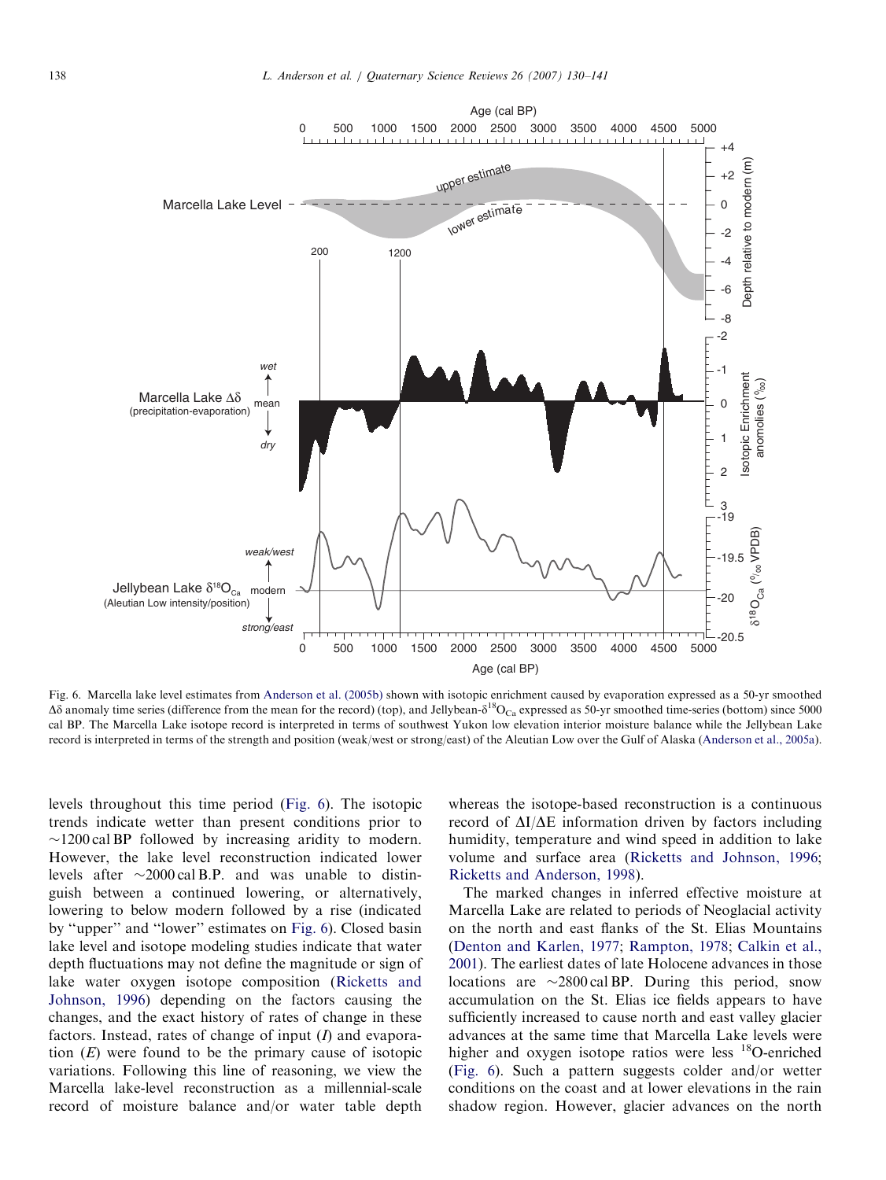Fig. 6. Marcella lake level estimates from Anderson et al. (2005b) shown with isotopic enrichment caused by evaporation expressed as a 50-yr smoothed $\Delta\delta$ anomaly time series (difference from the mean for the record) (top), and Jellybean-$\delta^{18}O_{Ca}$ expressed as 50-yr smoothed time-series (bottom) since 5000 cal BP. The Marcella Lake isotope record is interpreted in terms of southwest Yukon low elevation interior moisture balance while the Jellybean Lake record is interpreted in terms of the strength and position (weak/west or strong/east) of the Aleutian Low over the Gulf of Alaska (Anderson et al., 2005a).

levels throughout this time period (Fig. 6). The isotopic trends indicate wetter than present conditions prior to ~1200 cal BP followed by increasing aridity to modern. However, the lake level reconstruction indicated lower levels after ~2000 cal B.P. and was unable to distinguish between a continued lowering, or alternatively, lowering to below modern followed by a rise (indicated by "upper" and "lower" estimates on Fig. 6). Closed basin lake level and isotope modeling studies indicate that water depth fluctuations may not define the magnitude or sign of lake water oxygen isotope composition (Ricketts and Johnson, 1996) depending on the factors causing the changes, and the exact history of rates of change in these factors. Instead, rates of change of input ($I$) and evaporation ($E$) were found to be the primary cause of isotopic variations. Following this line of reasoning, we view the Marcella lake-level reconstruction as a millennial-scale record of moisture balance and/or water table depth whereas the isotope-based reconstruction is a continuous record of $\Delta I/\Delta E$ information driven by factors including humidity, temperature and wind speed in addition to lake volume and surface area (Ricketts and Johnson, 1996; Ricketts and Anderson, 1998).

The marked changes in inferred effective moisture at Marcella Lake are related to periods of Neoglacial activity on the north and east flanks of the St. Elias Mountains (Denton and Karlen, 1977; Rampton, 1978; Calkin et al., 2001). The earliest dates of late Holocene advances in those locations are ~2800 cal BP. During this period, snow accumulation on the St. Elias ice fields appears to have sufficiently increased to cause north and east valley glacier advances at the same time that Marcella Lake levels were higher and oxygen isotope ratios were less $^{18}O$-enriched (Fig. 6). Such a pattern suggests colder and/or wetter conditions on the coast and at lower elevations in the rain shadow region. However, glacier advances on the north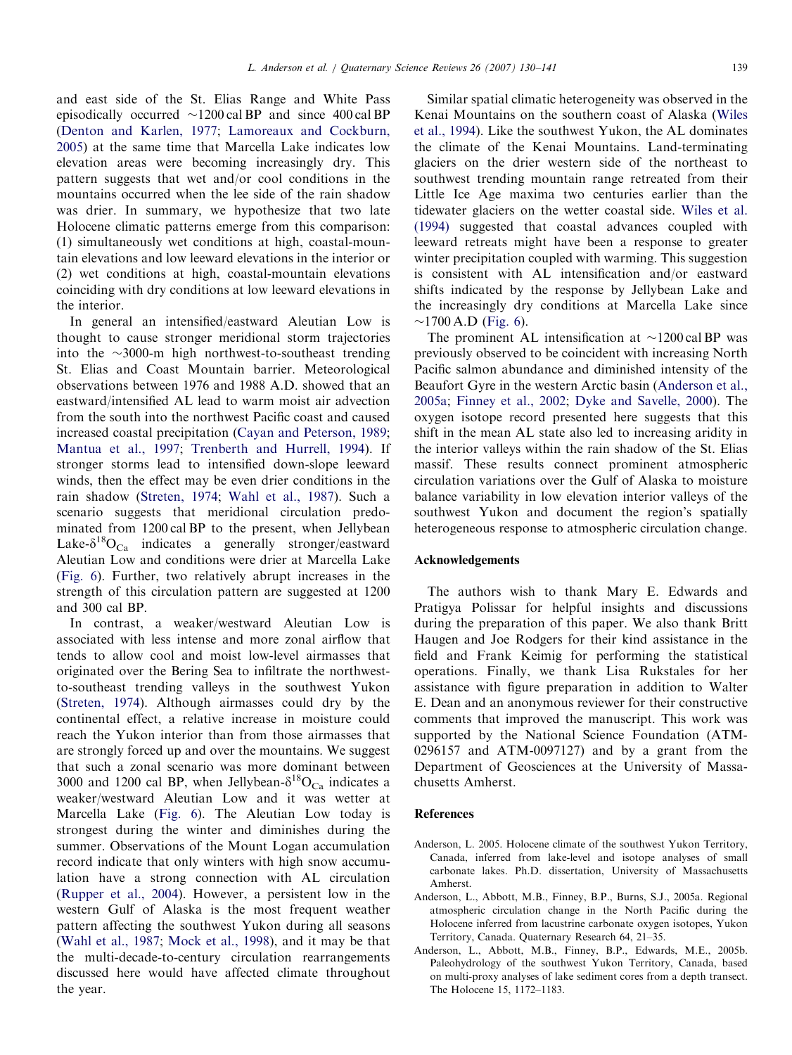and east side of the St. Elias Range and White Pass episodically occurred ~1200 cal BP and since 400 cal BP (Denton and Karlen, 1977; Lamoreaux and Cockburn, 2005) at the same time that Marcella Lake indicates low elevation areas were becoming increasingly dry. This pattern suggests that wet and/or cool conditions in the mountains occurred when the lee side of the rain shadow was drier. In summary, we hypothesize that two late Holocene climatic patterns emerge from this comparison: (1) simultaneously wet conditions at high, coastal-mountain elevations and low leeward elevations in the interior or (2) wet conditions at high, coastal-mountain elevations coinciding with dry conditions at low leeward elevations in the interior.

In general an intensified/eastward Aleutian Low is thought to cause stronger meridional storm trajectories into the ~3000-m high northwest-to-southeast trending St. Elias and Coast Mountain barrier. Meteorological observations between 1976 and 1988 A.D. showed that an eastward/intensified AL lead to warm moist air advection from the south into the northwest Pacific coast and caused increased coastal precipitation (Cayan and Peterson, 1989; Mantua et al., 1997; Trenberth and Hurrell, 1994). If stronger storms lead to intensified down-slope leeward winds, then the effect may be even drier conditions in the rain shadow (Streten, 1974; Wahl et al., 1987). Such a scenario suggests that meridional circulation predominated from 1200 cal BP to the present, when Jellybean Lake-$\delta^{18}O_{Ca}$ indicates a generally stronger/eastward Aleutian Low and conditions were drier at Marcella Lake (Fig. 6). Further, two relatively abrupt increases in the strength of this circulation pattern are suggested at 1200 and 300 cal BP.

In contrast, a weaker/westward Aleutian Low is associated with less intense and more zonal airflow that tends to allow cool and moist low-level airmasses that originated over the Bering Sea to infiltrate the northwest-to-southeast trending valleys in the southwest Yukon (Streten, 1974). Although airmasses could dry by the continental effect, a relative increase in moisture could reach the Yukon interior than from those airmasses that are strongly forced up and over the mountains. We suggest that such a zonal scenario was more dominant between 3000 and 1200 cal BP, when Jellybean-$\delta^{18}O_{Ca}$ indicates a weaker/westward Aleutian Low and it was wetter at Marcella Lake (Fig. 6). The Aleutian Low today is strongest during the winter and diminishes during the summer. Observations of the Mount Logan accumulation record indicate that only winters with high snow accumulation have a strong connection with AL circulation (Rupper et al., 2004). However, a persistent low in the western Gulf of Alaska is the most frequent weather pattern affecting the southwest Yukon during all seasons (Wahl et al., 1987; Mock et al., 1998), and it may be that the multi-decade-to-century circulation rearrangements discussed here would have affected climate throughout the year.

Similar spatial climatic heterogeneity was observed in the Kenai Mountains on the southern coast of Alaska (Wiles et al., 1994). Like the southwest Yukon, the AL dominates the climate of the Kenai Mountains. Land-terminating glaciers on the drier western side of the northeast to southwest trending mountain range retreated from their Little Ice Age maxima two centuries earlier than the tidewater glaciers on the wetter coastal side. Wiles et al. (1994) suggested that coastal advances coupled with leeward retreats might have been a response to greater winter precipitation coupled with warming. This suggestion is consistent with AL intensification and/or eastward shifts indicated by the response by Jellybean Lake and the increasingly dry conditions at Marcella Lake since ~1700 A.D (Fig. 6).

The prominent AL intensification at ~1200 cal BP was previously observed to be coincident with increasing North Pacific salmon abundance and diminished intensity of the Beaufort Gyre in the western Arctic basin (Anderson et al., 2005a; Finney et al., 2002; Dyke and Savelle, 2000). The oxygen isotope record presented here suggests that this shift in the mean AL state also led to increasing aridity in the interior valleys within the rain shadow of the St. Elias massif. These results connect prominent atmospheric circulation variations over the Gulf of Alaska to moisture balance variability in low elevation interior valleys of the southwest Yukon and document the region's spatially heterogeneous response to atmospheric circulation change.

## Acknowledgements

The authors wish to thank Mary E. Edwards and Pratigya Polissar for helpful insights and discussions during the preparation of this paper. We also thank Britt Haugen and Joe Rodgers for their kind assistance in the field and Frank Keimig for performing the statistical operations. Finally, we thank Lisa Rukstales for her assistance with figure preparation in addition to Walter E. Dean and an anonymous reviewer for their constructive comments that improved the manuscript. This work was supported by the National Science Foundation (ATM-0296157 and ATM-0097127) and by a grant from the Department of Geosciences at the University of Massachusetts Amherst.

## References

Anderson, L. 2005. Holocene climate of the southwest Yukon Territory, Canada, inferred from lake-level and isotope analyses of small carbonate lakes. Ph.D. dissertation, University of Massachusetts Amherst.

Anderson, L., Abbott, M.B., Finney, B.P., Burns, S.J., 2005a. Regional atmospheric circulation change in the North Pacific during the Holocene inferred from lacustrine carbonate oxygen isotopes, Yukon Territory, Canada. Quaternary Research 64, 21–35.

Anderson, L., Abbott, M.B., Finney, B.P., Edwards, M.E., 2005b. Paleohydrology of the southwest Yukon Territory, Canada, based on multi-proxy analyses of lake sediment cores from a depth transect. The Holocene 15, 1172–1183.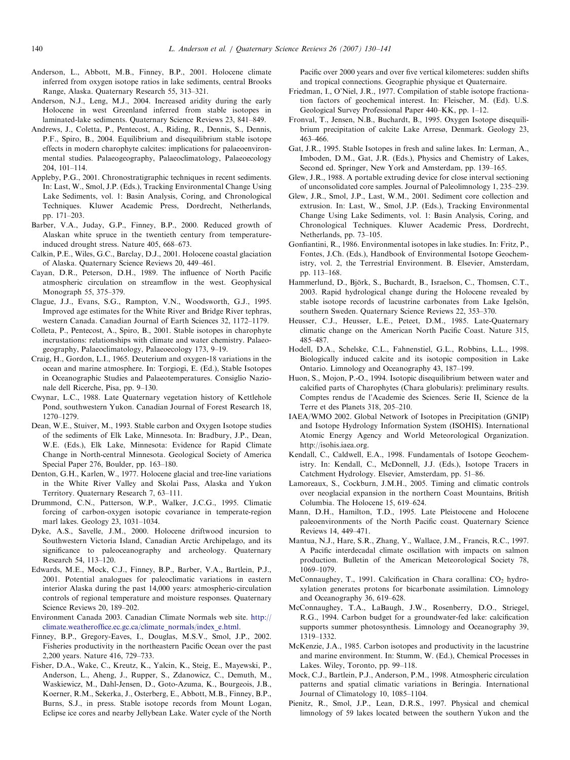Anderson, L., Abbott, M.B., Finney, B.P., 2001. Holocene climate inferred from oxygen isotope ratios in lake sediments, central Brooks Range, Alaska. Quaternary Research 55, 313–321.

Anderson, N.J., Leng, M.J., 2004. Increased aridity during the early Holocene in west Greenland inferred from stable isotopes in laminated-lake sediments. Quaternary Science Reviews 23, 841–849.

Andrews, J., Coletta, P., Pentecost, A., Riding, R., Dennis, S., Dennis, P.F., Spiro, B., 2004. Equilibrium and disequilibrium stable isotope effects in modern charophyte calcites: implications for palaeoenvironmental studies. Palaeogeography, Palaeoclimatology, Palaeoecology 204, 101–114.

Appleby, P.G., 2001. Chronostratigraphic techniques in recent sediments. In: Last, W., Smol, J.P. (Eds.), Tracking Environmental Change Using Lake Sediments, vol. 1: Basin Analysis, Coring, and Chronological Techniques. Kluwer Academic Press, Dordrecht, Netherlands, pp. 171–203.

Barber, V.A., Juday, G.P., Finney, B.P., 2000. Reduced growth of Alaskan white spruce in the twentieth century from temperature-induced drought stress. Nature 405, 668–673.

Calkin, P.E., Wiles, G.C., Barclay, D.J., 2001. Holocene coastal glaciation of Alaska. Quaternary Science Reviews 20, 449–461.

Cayan, D.R., Peterson, D.H., 1989. The influence of North Pacific atmospheric circulation on streamflow in the west. Geophysical Monograph 55, 375–379.

Clague, J.J., Evans, S.G., Rampton, V.N., Woodsworth, G.J., 1995. Improved age estimates for the White River and Bridge River tephras, western Canada. Canadian Journal of Earth Sciences 32, 1172–1179.

Colleta, P., Pentecost, A., Spiro, B., 2001. Stable isotopes in charophyte incrustations: relationships with climate and water chemistry. Palaeogeography, Palaeoclimatology, Palaeoecology 173, 9–19.

Craig, H., Gordon, L.I., 1965. Deuterium and oxygen-18 variations in the ocean and marine atmosphere. In: Torgiogi, E. (Ed.), Stable Isotopes in Oceanographic Studies and Palaeotemperatures. Consiglio Nazionale dell Ricerche, Pisa, pp. 9–130.

Cwynar, L.C., 1988. Late Quaternary vegetation history of Kettlehole Pond, southwestern Yukon. Canadian Journal of Forest Research 18, 1270–1279.

Dean, W.E., Stuiver, M., 1993. Stable carbon and Oxygen Isotope studies of the sediments of Elk Lake, Minnesota. In: Bradbury, J.P., Dean, W.E. (Eds.), Elk Lake, Minnesota: Evidence for Rapid Climate Change in North-central Minnesota. Geological Society of America Special Paper 276, Boulder, pp. 163–180.

Denton, G.H., Karlen, W., 1977. Holocene glacial and tree-line variations in the White River Valley and Skolai Pass, Alaska and Yukon Territory. Quaternary Research 7, 63–111.

Drummond, C.N., Patterson, W.P., Walker, J.C.G., 1995. Climatic forcing of carbon-oxygen isotopic covariance in temperate-region marl lakes. Geology 23, 1031–1034.

Dyke, A.S., Savelle, J.M., 2000. Holocene driftwood incursion to Southwestern Victoria Island, Canadian Arctic Archipelago, and its significance to paleoceanography and archeology. Quaternary Research 54, 113–120.

Edwards, M.E., Mock, C.J., Finney, B.P., Barber, V.A., Bartlein, P.J., 2001. Potential analogues for paleoclimatic variations in eastern interior Alaska during the past 14,000 years: atmospheric-circulation controls of regional temperature and moisture responses. Quaternary Science Reviews 20, 189–202.

Environment Canada 2003. Canadian Climate Normals web site. http://climate.weatheroffice.ec.gc.ca/climate_normals/index_e.html.

Finney, B.P., Gregory-Eaves, I., Douglas, M.S.V., Smol, J.P., 2002. Fisheries productivity in the northeastern Pacific Ocean over the past 2,200 years. Nature 416, 729–733.

Fisher, D.A., Wake, C., Kreutz, K., Yalcin, K., Steig, E., Mayewski, P., Anderson, L., Aheng, J., Rupper, S., Zdanowicz, C., Demuth, M., Waskiewicz, M., Dahl-Jensen, D., Goto-Azuma, K., Bourgeois, J.B., Koerner, R.M., Sekerka, J., Osterberg, E., Abbott, M.B., Finney, B.P., Burns, S.J., in press. Stable isotope records from Mount Logan, Eclipse ice cores and nearby Jellybean Lake. Water cycle of the North Pacific over 2000 years and over five vertical kilometeres: sudden shifts and tropical connections. Geographie physique et Quaternaire.

Friedman, I., O'Niel, J.R., 1977. Compilation of stable isotope fractionation factors of geochemical interest. In: Fleischer, M. (Ed). U.S. Geological Survey Professional Paper 440–KK, pp. 1–12.

Fronval, T., Jensen, N.B., Buchardt, B., 1995. Oxygen Isotope disequilibrium precipitation of calcite Lake Arresø, Denmark. Geology 23, 463–466.

Gat, J.R., 1995. Stable Isotopes in fresh and saline lakes. In: Lerman, A., Imboden, D.M., Gat, J.R. (Eds.), Physics and Chemistry of Lakes, Second ed. Springer, New York and Amsterdam, pp. 139–165.

Glew, J.R., 1988. A portable extruding device for close interval sectioning of unconsolidated core samples. Journal of Paleolimnology 1, 235–239.

Glew, J.R., Smol, J.P., Last, W.M., 2001. Sediment core collection and extrusion. In: Last, W., Smol, J.P. (Eds.), Tracking Environmental Change Using Lake Sediments, vol. 1: Basin Analysis, Coring, and Chronological Techniques. Kluwer Academic Press, Dordrecht, Netherlands, pp. 73–105.

Gonfiantini, R., 1986. Environmental isotopes in lake studies. In: Fritz, P., Fontes, J.Ch. (Eds.), Handbook of Environmental Isotope Geochemistry, vol. 2, the Terrestrial Environment. B. Elsevier, Amsterdam, pp. 113–168.

Hammerlund, D., Björk, S., Buchardt, B., Israelson, C., Thomsen, C.T., 2003. Rapid hydrological change during the Holocene revealed by stable isotope records of lacustrine carbonates from Lake Igelsön, southern Sweden. Quaternary Science Reviews 22, 353–370.

Heusser, C.J., Heusser, L.E., Peteet, D.M., 1985. Late-Quaternary climatic change on the American North Pacific Coast. Nature 315, 485–487.

Hodell, D.A., Schelske, C.L., Fahnenstiel, G.L., Robbins, L.L., 1998. Biologically induced calcite and its isotopic composition in Lake Ontario. Limnology and Oceanography 43, 187–199.

Huon, S., Mojon, P.-O., 1994. Isotopic disequilibrium between water and calcified parts of Charophytes (Chara globularis): preliminary results. Comptes rendus de l'Academie des Sciences. Serie II, Science de la Terre et des Planets 318, 205–210.

IAEA/WMO 2002. Global Network of Isotopes in Precipitation (GNIP) and Isotope Hydrology Information System (ISOHIS). International Atomic Energy Agency and World Meteorological Organization. http://isohis.iaea.org.

Kendall, C., Caldwell, E.A., 1998. Fundamentals of Isotope Geochemistry. In: Kendall, C., McDonnell, J.J. (Eds.), Isotope Tracers in Catchment Hydrology. Elsevier, Amsterdam, pp. 51–86.

Lamoreaux, S., Cockburn, J.M.H., 2005. Timing and climatic controls over neoglacial expansion in the northern Coast Mountains, British Columbia. The Holocene 15, 619–624.

Mann, D.H., Hamilton, T.D., 1995. Late Pleistocene and Holocene paleoenvironments of the North Pacific coast. Quaternary Science Reviews 14, 449–471.

Mantua, N.J., Hare, S.R., Zhang, Y., Wallace, J.M., Francis, R.C., 1997. A Pacific interdecadal climate oscillation with impacts on salmon production. Bulletin of the American Meteorological Society 78, 1069–1079.

McConnaughey, T., 1991. Calcification in Chara corallina: $CO_2$ hydroxylation generates protons for bicarbonate assimilation. Limnology and Oceanography 36, 619–628.

McConnaughey, T.A., LaBaugh, J.W., Rosenberry, D.O., Striegel, R.G., 1994. Carbon budget for a groundwater-fed lake: calcification supports summer photosynthesis. Limnology and Oceanography 39, 1319–1332.

McKenzie, J.A., 1985. Carbon isotopes and productivity in the lacustrine and marine environment. In: Stumm, W. (Ed.), Chemical Processes in Lakes. Wiley, Toronto, pp. 99–118.

Mock, C.J., Bartlein, P.J., Anderson, P.M., 1998. Atmospheric circulation patterns and spatial climatic variations in Beringia. International Journal of Climatology 10, 1085–1104.

Pienitz, R., Smol, J.P., Lean, D.R.S., 1997. Physical and chemical limnology of 59 lakes located between the southern Yukon and the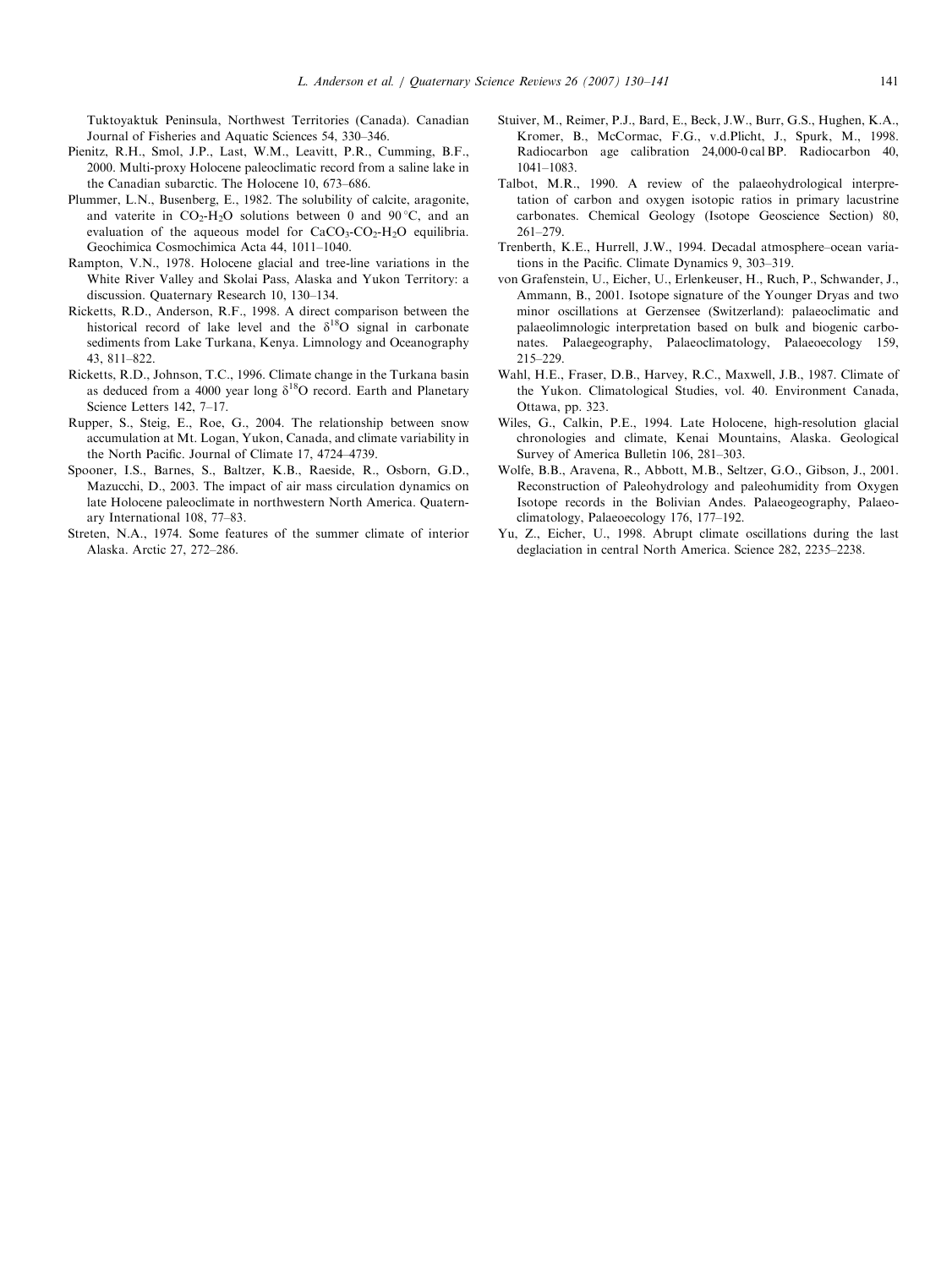Tuktoyaktuk Peninsula, Northwest Territories (Canada). Canadian Journal of Fisheries and Aquatic Sciences 54, 330–346.

Pienitz, R.H., Smol, J.P., Last, W.M., Leavitt, P.R., Cumming, B.F., 2000. Multi-proxy Holocene paleoclimatic record from a saline lake in the Canadian subarctic. The Holocene 10, 673–686.

Plummer, L.N., Busenberg, E., 1982. The solubility of calcite, aragonite, and vaterite in $CO_2$-$H_2O$ solutions between 0 and 90 °C, and an evaluation of the aqueous model for $CaCO_3$-$CO_2$-$H_2O$ equilibria. Geochimica Cosmochimica Acta 44, 1011–1040.

Rampton, V.N., 1978. Holocene glacial and tree-line variations in the White River Valley and Skolai Pass, Alaska and Yukon Territory: a discussion. Quaternary Research 10, 130–134.

Ricketts, R.D., Anderson, R.F., 1998. A direct comparison between the historical record of lake level and the $\delta^{18}O$ signal in carbonate sediments from Lake Turkana, Kenya. Limnology and Oceanography 43, 811–822.

Ricketts, R.D., Johnson, T.C., 1996. Climate change in the Turkana basin as deduced from a 4000 year long $\delta^{18}O$ record. Earth and Planetary Science Letters 142, 7–17.

Rupper, S., Steig, E., Roe, G., 2004. The relationship between snow accumulation at Mt. Logan, Yukon, Canada, and climate variability in the North Pacific. Journal of Climate 17, 4724–4739.

Spooner, I.S., Barnes, S., Baltzer, K.B., Raeside, R., Osborn, G.D., Mazucchi, D., 2003. The impact of air mass circulation dynamics on late Holocene paleoclimate in northwestern North America. Quaternary International 108, 77–83.

Streten, N.A., 1974. Some features of the summer climate of interior Alaska. Arctic 27, 272–286.

Stuiver, M., Reimer, P.J., Bard, E., Beck, J.W., Burr, G.S., Hughen, K.A., Kromer, B., McCormac, F.G., v.d.Plicht, J., Spurk, M., 1998. Radiocarbon age calibration 24,000-0 cal BP. Radiocarbon 40, 1041–1083.

Talbot, M.R., 1990. A review of the palaeohydrological interpretation of carbon and oxygen isotopic ratios in primary lacustrine carbonates. Chemical Geology (Isotope Geoscience Section) 80, 261–279.

Trenberth, K.E., Hurrell, J.W., 1994. Decadal atmosphere–ocean variations in the Pacific. Climate Dynamics 9, 303–319.

von Grafenstein, U., Eicher, U., Erlenkeuser, H., Ruch, P., Schwander, J., Ammann, B., 2001. Isotope signature of the Younger Dryas and two minor oscillations at Gerzensee (Switzerland): palaeoclimatic and palaeolimnologic interpretation based on bulk and biogenic carbonates. Palaegeography, Palaeoclimatology, Palaeoecology 159, 215–229.

Wahl, H.E., Fraser, D.B., Harvey, R.C., Maxwell, J.B., 1987. Climate of the Yukon. Climatological Studies, vol. 40. Environment Canada, Ottawa, pp. 323.

Wiles, G., Calkin, P.E., 1994. Late Holocene, high-resolution glacial chronologies and climate, Kenai Mountains, Alaska. Geological Survey of America Bulletin 106, 281–303.

Wolfe, B.B., Aravena, R., Abbott, M.B., Seltzer, G.O., Gibson, J., 2001. Reconstruction of Paleohydrology and paleohumidity from Oxygen Isotope records in the Bolivian Andes. Palaeogeography, Palaeoclimatology, Palaeoecology 176, 177–192.

Yu, Z., Eicher, U., 1998. Abrupt climate oscillations during the last deglaciation in central North America. Science 282, 2235–2238.